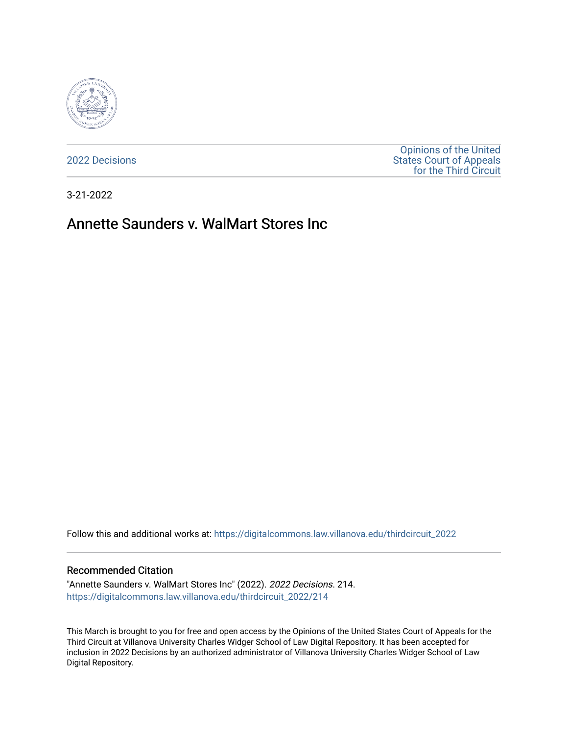2022 Decisions

Opinions of the United States Court of Appeals for the Third Circuit

3-21-2022

# Annette Saunders v. WalMart Stores Inc

Follow this and additional works at: https://digitalcommons.law.villanova.edu/thirdcircuit_2022

## Recommended Citation

"Annette Saunders v. WalMart Stores Inc" (2022). *2022 Decisions*. 214.
https://digitalcommons.law.villanova.edu/thirdcircuit_2022/214

This March is brought to you for free and open access by the Opinions of the United States Court of Appeals for the Third Circuit at Villanova University Charles Widger School of Law Digital Repository. It has been accepted for inclusion in 2022 Decisions by an authorized administrator of Villanova University Charles Widger School of Law Digital Repository.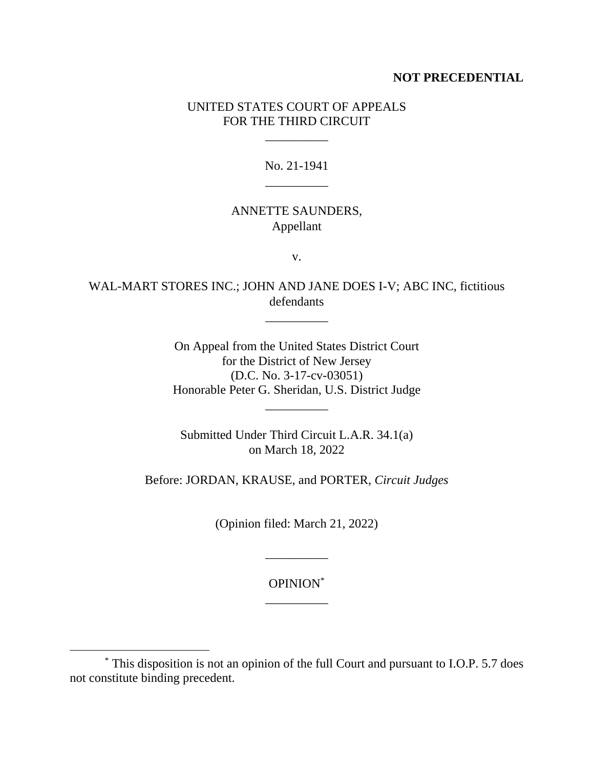**NOT PRECEDENTIAL**

UNITED STATES COURT OF APPEALS
FOR THE THIRD CIRCUIT

\_\_\_\_\_\_\_\_\_\_

No. 21-1941

\_\_\_\_\_\_\_\_\_\_

ANNETTE SAUNDERS,
Appellant

v.

WAL-MART STORES INC.; JOHN AND JANE DOES I-V; ABC INC, fictitious defendants

\_\_\_\_\_\_\_\_\_\_

On Appeal from the United States District Court
for the District of New Jersey
(D.C. No. 3-17-cv-03051)
Honorable Peter G. Sheridan, U.S. District Judge

\_\_\_\_\_\_\_\_\_\_

Submitted Under Third Circuit L.A.R. 34.1(a)
on March 18, 2022

Before: JORDAN, KRAUSE, and PORTER, *Circuit Judges*

(Opinion filed: March 21, 2022)

\_\_\_\_\_\_\_\_\_\_

OPINION[*]

\_\_\_\_\_\_\_\_\_\_

[*] This disposition is not an opinion of the full Court and pursuant to I.O.P. 5.7 does not constitute binding precedent.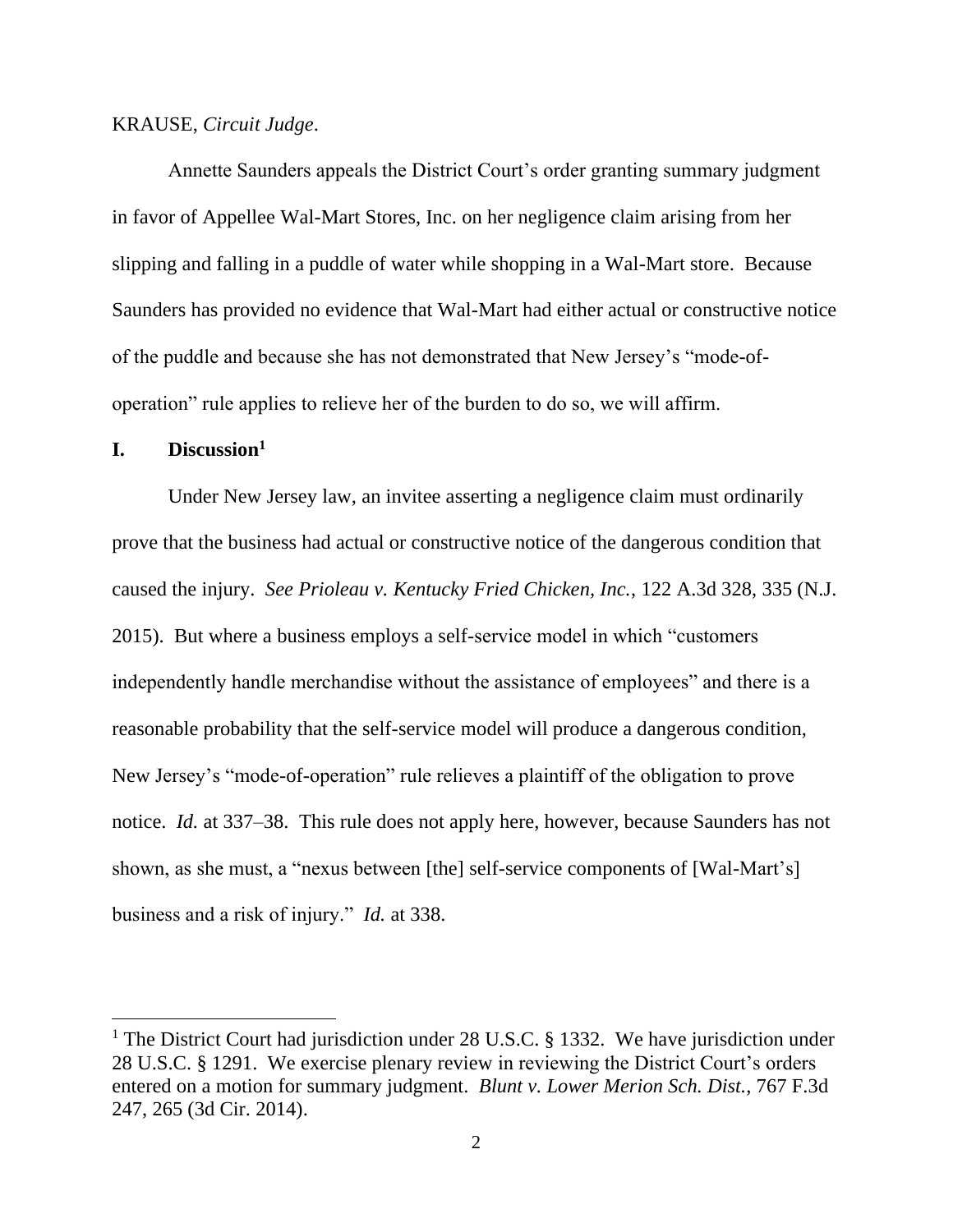KRAUSE, *Circuit Judge*.

Annette Saunders appeals the District Court's order granting summary judgment in favor of Appellee Wal-Mart Stores, Inc. on her negligence claim arising from her slipping and falling in a puddle of water while shopping in a Wal-Mart store. Because Saunders has provided no evidence that Wal-Mart had either actual or constructive notice of the puddle and because she has not demonstrated that New Jersey's "mode-of-operation" rule applies to relieve her of the burden to do so, we will affirm.

## I. Discussion[1]

Under New Jersey law, an invitee asserting a negligence claim must ordinarily prove that the business had actual or constructive notice of the dangerous condition that caused the injury. *See Prioleau v. Kentucky Fried Chicken, Inc.*, 122 A.3d 328, 335 (N.J. 2015). But where a business employs a self-service model in which "customers independently handle merchandise without the assistance of employees" and there is a reasonable probability that the self-service model will produce a dangerous condition, New Jersey's "mode-of-operation" rule relieves a plaintiff of the obligation to prove notice. *Id.* at 337–38. This rule does not apply here, however, because Saunders has not shown, as she must, a "nexus between [the] self-service components of [Wal-Mart's] business and a risk of injury." *Id.* at 338.

---

[1] The District Court had jurisdiction under 28 U.S.C. § 1332. We have jurisdiction under 28 U.S.C. § 1291. We exercise plenary review in reviewing the District Court's orders entered on a motion for summary judgment. *Blunt v. Lower Merion Sch. Dist.*, 767 F.3d 247, 265 (3d Cir. 2014).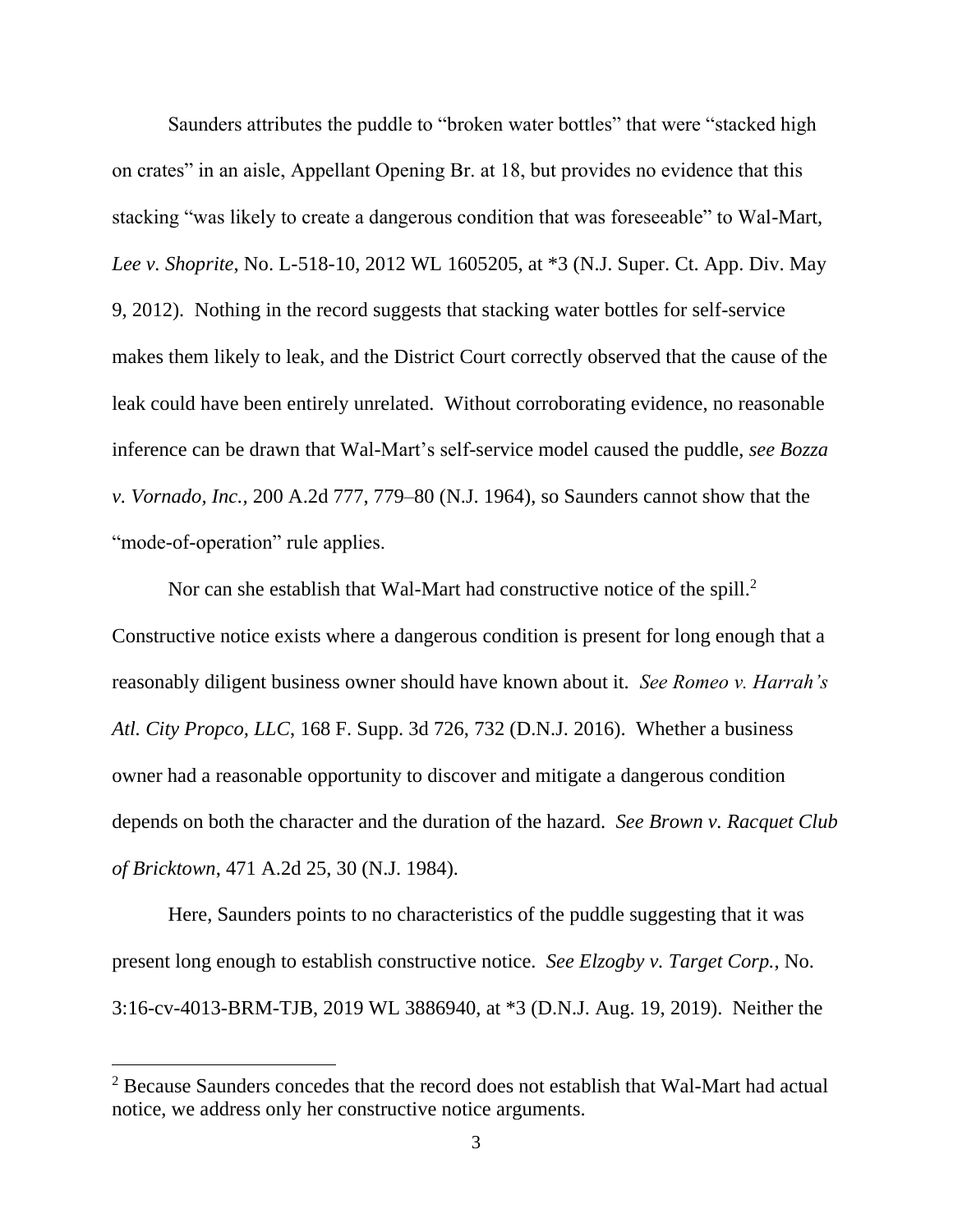Saunders attributes the puddle to "broken water bottles" that were "stacked high on crates" in an aisle, Appellant Opening Br. at 18, but provides no evidence that this stacking "was likely to create a dangerous condition that was foreseeable" to Wal-Mart, *Lee v. Shoprite*, No. L-518-10, 2012 WL 1605205, at *3 (N.J. Super. Ct. App. Div. May 9, 2012). Nothing in the record suggests that stacking water bottles for self-service makes them likely to leak, and the District Court correctly observed that the cause of the leak could have been entirely unrelated. Without corroborating evidence, no reasonable inference can be drawn that Wal-Mart's self-service model caused the puddle, *see Bozza v. Vornado, Inc.*, 200 A.2d 777, 779–80 (N.J. 1964), so Saunders cannot show that the "mode-of-operation" rule applies.

Nor can she establish that Wal-Mart had constructive notice of the spill.[2] Constructive notice exists where a dangerous condition is present for long enough that a reasonably diligent business owner should have known about it. *See Romeo v. Harrah's Atl. City Propco, LLC*, 168 F. Supp. 3d 726, 732 (D.N.J. 2016). Whether a business owner had a reasonable opportunity to discover and mitigate a dangerous condition depends on both the character and the duration of the hazard. *See Brown v. Racquet Club of Bricktown*, 471 A.2d 25, 30 (N.J. 1984).

Here, Saunders points to no characteristics of the puddle suggesting that it was present long enough to establish constructive notice. *See Elzogby v. Target Corp.*, No. 3:16-cv-4013-BRM-TJB, 2019 WL 3886940, at *3 (D.N.J. Aug. 19, 2019). Neither the

[2] Because Saunders concedes that the record does not establish that Wal-Mart had actual notice, we address only her constructive notice arguments.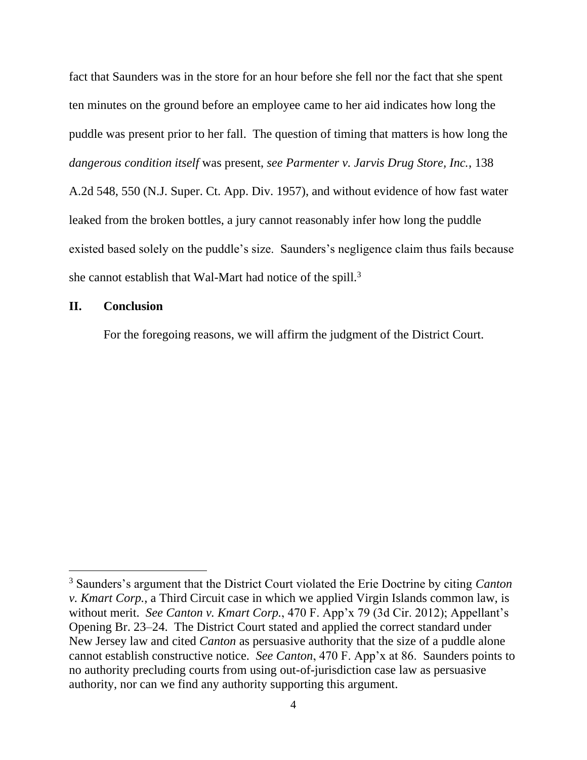fact that Saunders was in the store for an hour before she fell nor the fact that she spent ten minutes on the ground before an employee came to her aid indicates how long the puddle was present prior to her fall. The question of timing that matters is how long the *dangerous condition itself* was present, *see Parmenter v. Jarvis Drug Store, Inc.*, 138 A.2d 548, 550 (N.J. Super. Ct. App. Div. 1957), and without evidence of how fast water leaked from the broken bottles, a jury cannot reasonably infer how long the puddle existed based solely on the puddle's size. Saunders's negligence claim thus fails because she cannot establish that Wal-Mart had notice of the spill.[3]

## II. Conclusion

For the foregoing reasons, we will affirm the judgment of the District Court.

---

[3] Saunders's argument that the District Court violated the Erie Doctrine by citing *Canton v. Kmart Corp.*, a Third Circuit case in which we applied Virgin Islands common law, is without merit. *See Canton v. Kmart Corp.*, 470 F. App'x 79 (3d Cir. 2012); Appellant's Opening Br. 23–24. The District Court stated and applied the correct standard under New Jersey law and cited *Canton* as persuasive authority that the size of a puddle alone cannot establish constructive notice. *See Canton*, 470 F. App'x at 86. Saunders points to no authority precluding courts from using out-of-jurisdiction case law as persuasive authority, nor can we find any authority supporting this argument.